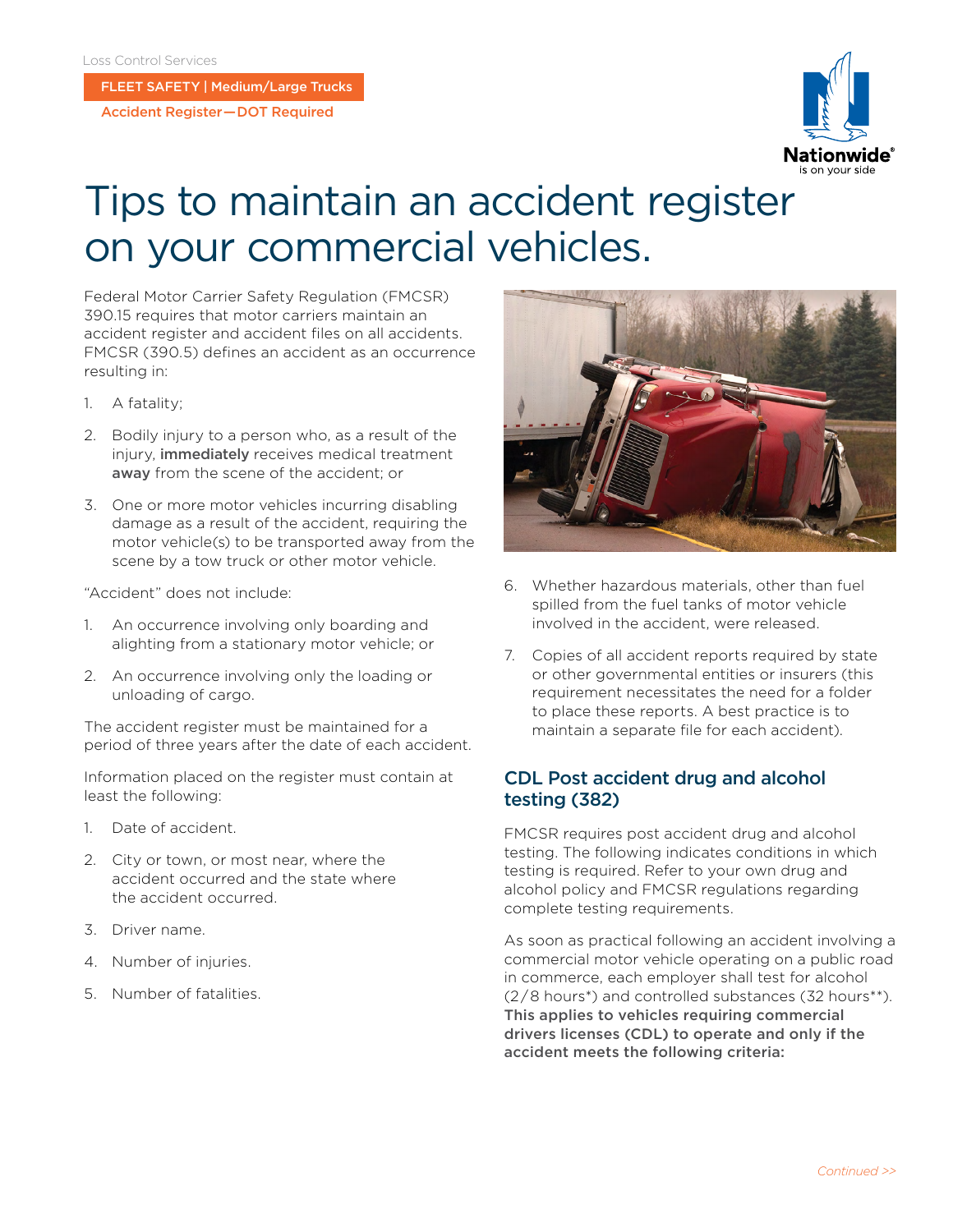Loss Control Services

FLEET SAFETY | Medium/Large Trucks

Accident Register—DOT Required

# Tips to maintain an accident register on your commercial vehicles.

Federal Motor Carrier Safety Regulation (FMCSR) 390.15 requires that motor carriers maintain an accident register and accident files on all accidents. FMCSR (390.5) defines an accident as an occurrence resulting in:

1. A fatality;
2. Bodily injury to a person who, as a result of the injury, **immediately** receives medical treatment **away** from the scene of the accident; or
3. One or more motor vehicles incurring disabling damage as a result of the accident, requiring the motor vehicle(s) to be transported away from the scene by a tow truck or other motor vehicle.

"Accident" does not include:

1. An occurrence involving only boarding and alighting from a stationary motor vehicle; or
2. An occurrence involving only the loading or unloading of cargo.

The accident register must be maintained for a period of three years after the date of each accident.

Information placed on the register must contain at least the following:

1. Date of accident.
2. City or town, or most near, where the accident occurred and the state where the accident occurred.
3. Driver name.
4. Number of injuries.
5. Number of fatalities.
6. Whether hazardous materials, other than fuel spilled from the fuel tanks of motor vehicle involved in the accident, were released.
7. Copies of all accident reports required by state or other governmental entities or insurers (this requirement necessitates the need for a folder to place these reports. A best practice is to maintain a separate file for each accident).

## CDL Post accident drug and alcohol testing (382)

FMCSR requires post accident drug and alcohol testing. The following indicates conditions in which testing is required. Refer to your own drug and alcohol policy and FMCSR regulations regarding complete testing requirements.

As soon as practical following an accident involving a commercial motor vehicle operating on a public road in commerce, each employer shall test for alcohol (2/8 hours*) and controlled substances (32 hours**). **This applies to vehicles requiring commercial drivers licenses (CDL) to operate and only if the accident meets the following criteria:**

*Continued >>*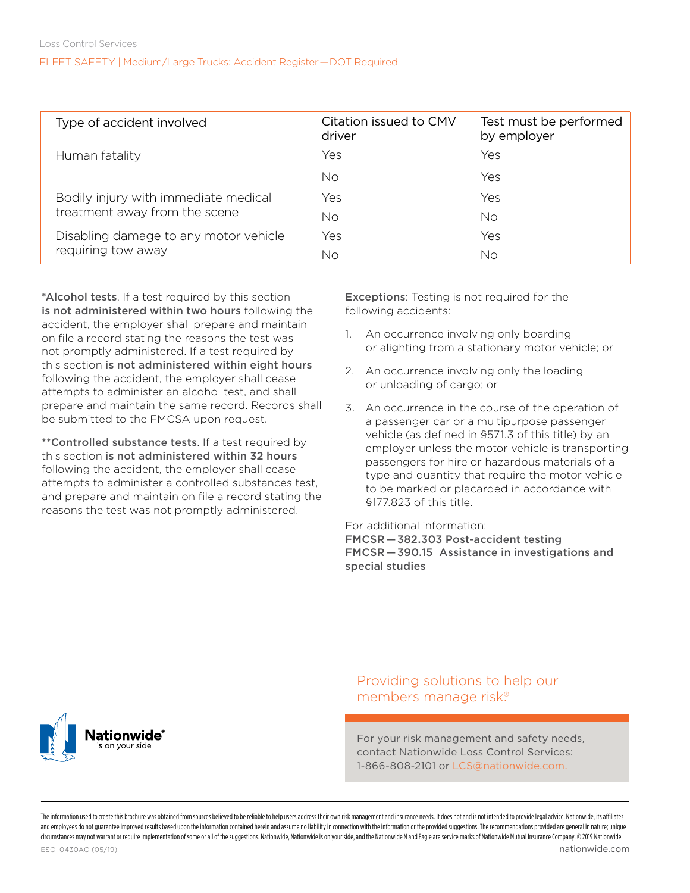| Type of accident involved | Citation issued to CMV driver | Test must be performed by employer |
| --- | --- | --- |
| Human fatality | Yes | Yes |
| | No | Yes |
| Bodily injury with immediate medical treatment away from the scene | Yes | Yes |
| | No | No |
| Disabling damage to any motor vehicle requiring tow away | Yes | Yes |
| | No | No |

*Alcohol tests. If a test required by this section **is not administered within two hours** following the accident, the employer shall prepare and maintain on file a record stating the reasons the test was not promptly administered. If a test required by this section **is not administered within eight hours** following the accident, the employer shall cease attempts to administer an alcohol test, and shall prepare and maintain the same record. Records shall be submitted to the FMCSA upon request.

**Controlled substance tests. If a test required by this section **is not administered within 32 hours** following the accident, the employer shall cease attempts to administer a controlled substances test, and prepare and maintain on file a record stating the reasons the test was not promptly administered.

**Exceptions**: Testing is not required for the following accidents:

1. An occurrence involving only boarding or alighting from a stationary motor vehicle; or
2. An occurrence involving only the loading or unloading of cargo; or
3. An occurrence in the course of the operation of a passenger car or a multipurpose passenger vehicle (as defined in §571.3 of this title) by an employer unless the motor vehicle is transporting passengers for hire or hazardous materials of a type and quantity that require the motor vehicle to be marked or placarded in accordance with §177.823 of this title.

For additional information:
**FMCSR—382.303 Post-accident testing**
**FMCSR—390.15 Assistance in investigations and special studies**

Providing solutions to help our members manage risk.®

Nationwide® is on your side

For your risk management and safety needs, contact Nationwide Loss Control Services: 1-866-808-2101 or LCS@nationwide.com.

The information used to create this brochure was obtained from sources believed to be reliable to help users address their own risk management and insurance needs. It does not and is not intended to provide legal advice. Nationwide, its affiliates and employees do not guarantee improved results based upon the information contained herein and assume no liability in connection with the information or the provided suggestions. The recommendations provided are general in nature; unique circumstances may not warrant or require implementation of some or all of the suggestions. Nationwide, Nationwide is on your side, and the Nationwide N and Eagle are service marks of Nationwide Mutual Insurance Company. © 2019 Nationwide

ESO-0430AO (05/19)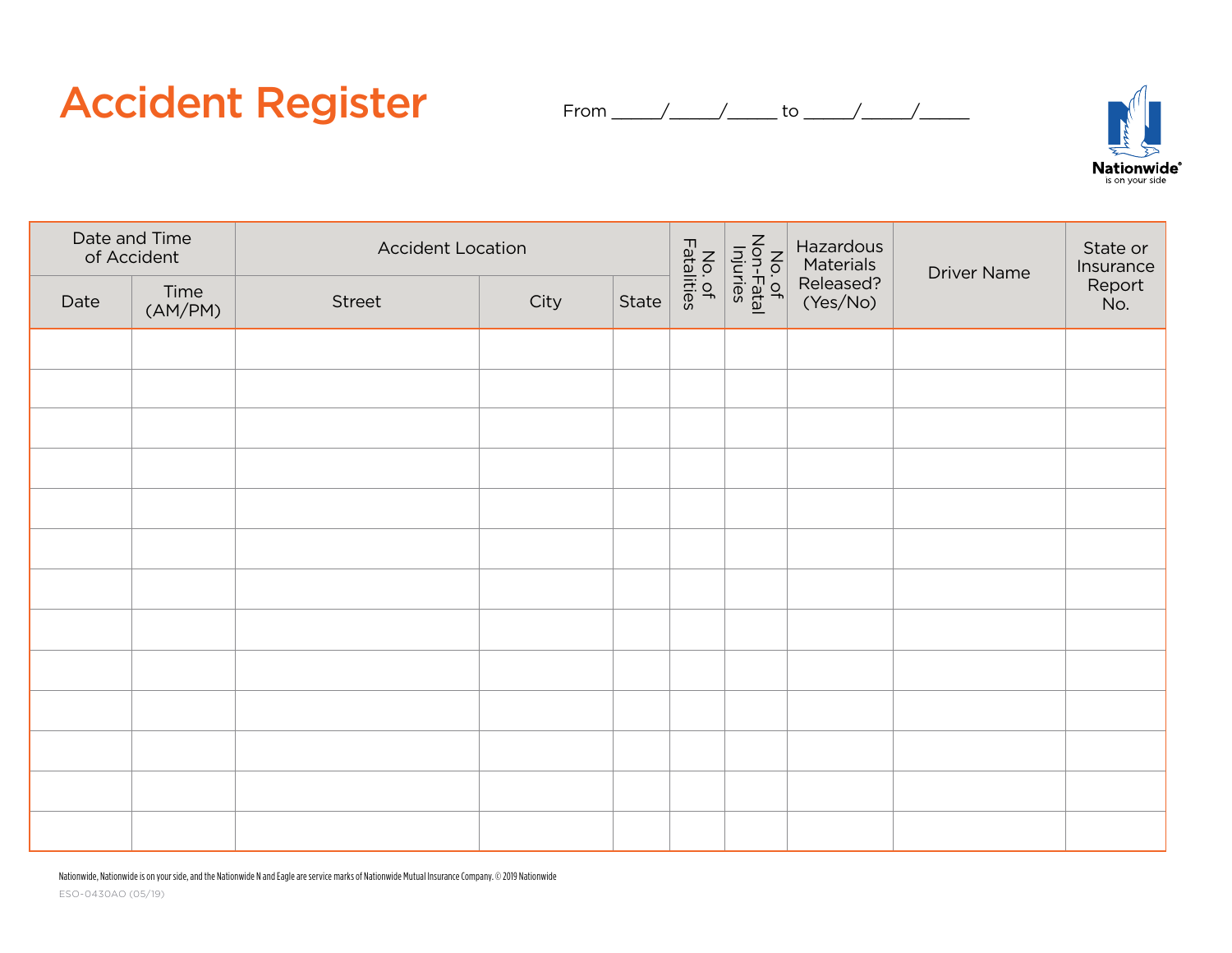# Accident Register

From _____/_____/_____ to _____/_____/_____

Nationwide is on your side

| Date and Time of Accident | | Accident Location | | | No. of Fatalities | No. of Non-Fatal Injuries | Hazardous Materials Released? (Yes/No) | Driver Name | State or Insurance Report No. |
|---|---|---|---|---|---|---|---|---|---|
| Date | Time (AM/PM) | Street | City | State | | | | | |
| | | | | | | | | | |
| | | | | | | | | | |
| | | | | | | | | | |
| | | | | | | | | | |
| | | | | | | | | | |
| | | | | | | | | | |
| | | | | | | | | | |
| | | | | | | | | | |
| | | | | | | | | | |
| | | | | | | | | | |
| | | | | | | | | | |
| | | | | | | | | | |
| | | | | | | | | | |

Nationwide, Nationwide is on your side, and the Nationwide N and Eagle are service marks of Nationwide Mutual Insurance Company. © 2019 Nationwide

ESO-0430AO (05/19)